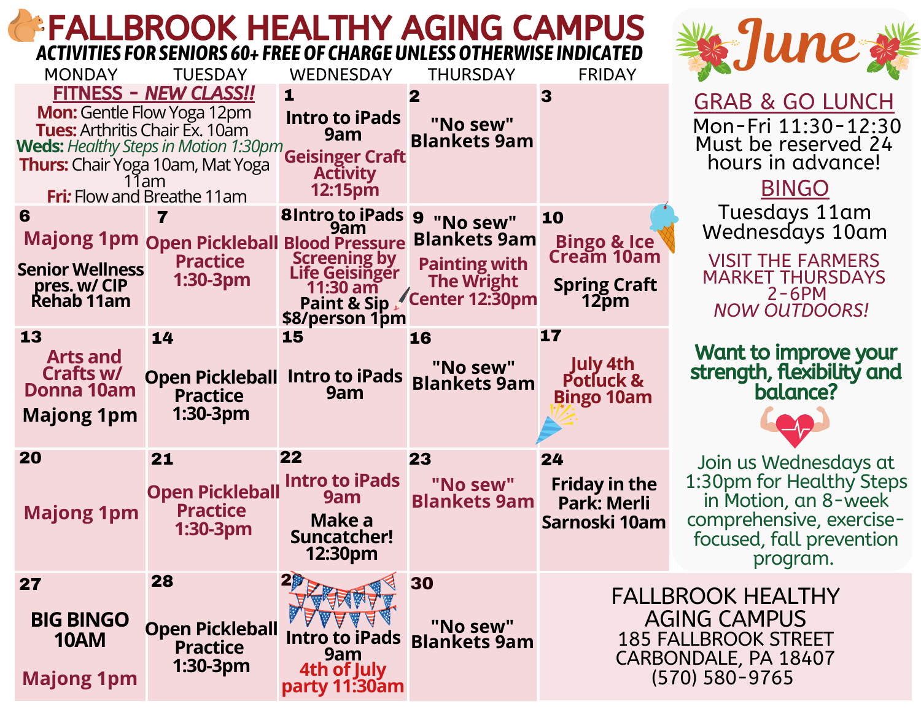# FALLBROOK HEALTHY AGING CAMPUS

**ACTIVITIES FOR SENIORS 60+ FREE OF CHARGE UNLESS OTHERWISE INDICATED**

| MONDAY | TUESDAY | WEDNESDAY | THURSDAY | FRIDAY |
|---|---|---|---|---|
| **FITNESS - NEW CLASS!!** Mon: Gentle Flow Yoga 12pm; Tues: Arthritis Chair Ex. 10am; Weds: *Healthy Steps in Motion 1:30pm*; Thurs: Chair Yoga 10am, Mat Yoga 11am; Fri: Flow and Breathe 11am | | **1** Intro to iPads 9am; Geisinger Craft Activity 12:15pm | **2** "No sew" Blankets 9am | **3** |
| **6** Majong 1pm; Senior Wellness pres. w/ CIP Rehab 11am | **7** Open Pickleball Practice 1:30-3pm | **8** Intro to iPads 9am; Blood Pressure Screening by Life Geisinger 11:30 am; Paint & Sip $8/person 1pm | **9** "No sew" Blankets 9am; Painting with The Wright Center 12:30pm | **10** Bingo & Ice Cream 10am; Spring Craft 12pm |
| **13** Arts and Crafts w/ Donna 10am; Majong 1pm | **14** Open Pickleball Practice 1:30-3pm | **15** Intro to iPads 9am | **16** "No sew" Blankets 9am | **17** July 4th Potluck & Bingo 10am |
| **20** Majong 1pm | **21** Open Pickleball Practice 1:30-3pm | **22** Intro to iPads 9am; Make a Suncatcher! 12:30pm | **23** "No sew" Blankets 9am | **24** Friday in the Park: Merli Sarnoski 10am |
| **27** BIG BINGO 10AM; Majong 1pm | **28** Open Pickleball Practice 1:30-3pm | **29** Intro to iPads 9am; 4th of July party 11:30am | **30** "No sew" Blankets 9am | |

## June

### GRAB & GO LUNCH

Mon-Fri 11:30-12:30
Must be reserved 24 hours in advance!

### BINGO

Tuesdays 11am
Wednesdays 10am

VISIT THE FARMERS MARKET THURSDAYS 2-6PM
*NOW OUTDOORS!*

**Want to improve your strength, flexibility and balance?**

Join us Wednesdays at 1:30pm for Healthy Steps in Motion, an 8-week comprehensive, exercise-focused, fall prevention program.

FALLBROOK HEALTHY AGING CAMPUS
185 FALLBROOK STREET
CARBONDALE, PA 18407
(570) 580-9765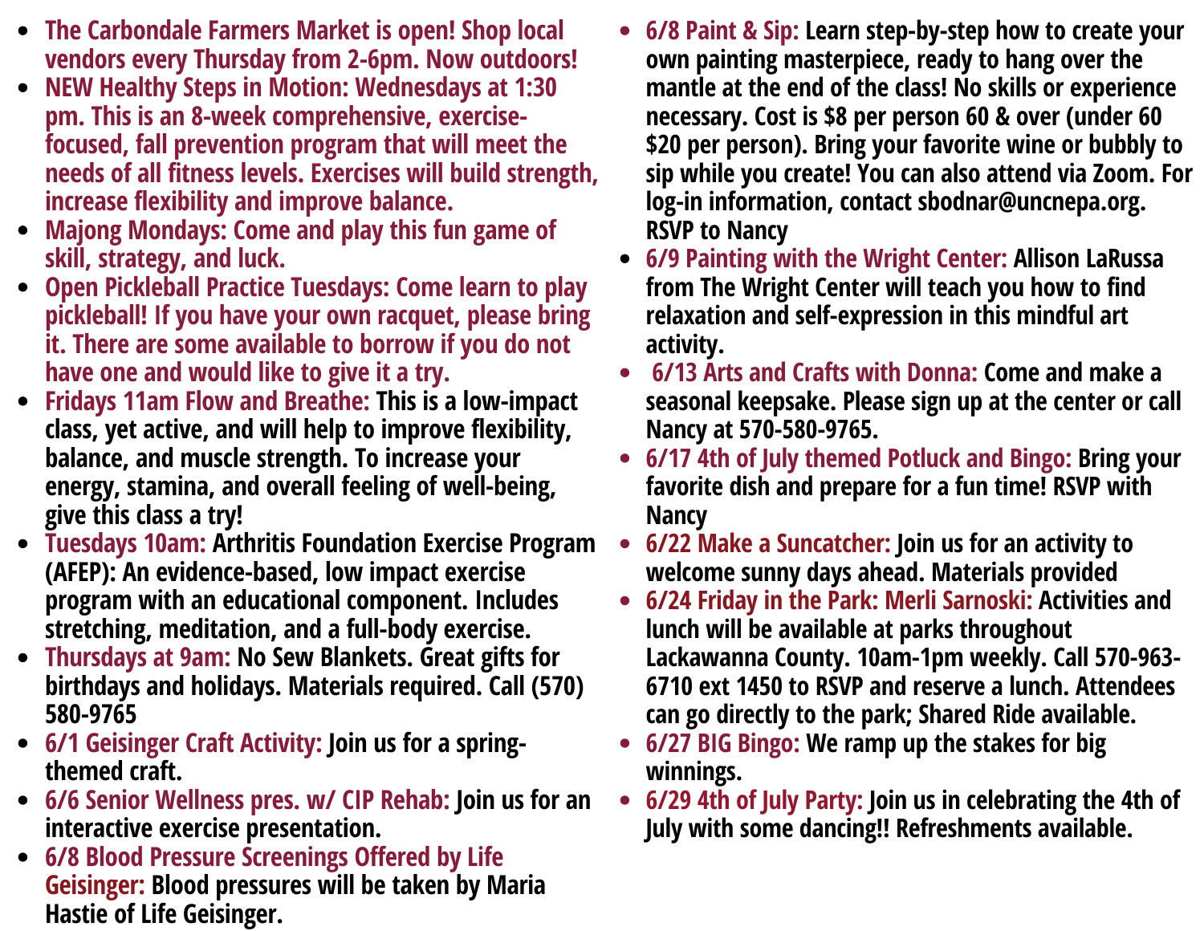- **The Carbondale Farmers Market is open! Shop local vendors every Thursday from 2-6pm. Now outdoors!**
- **NEW Healthy Steps in Motion: Wednesdays at 1:30 pm. This is an 8-week comprehensive, exercise-focused, fall prevention program that will meet the needs of all fitness levels. Exercises will build strength, increase flexibility and improve balance.**
- **Majong Mondays: Come and play this fun game of skill, strategy, and luck.**
- **Open Pickleball Practice Tuesdays: Come learn to play pickleball! If you have your own racquet, please bring it. There are some available to borrow if you do not have one and would like to give it a try.**
- **Fridays 11am Flow and Breathe:** This is a low-impact class, yet active, and will help to improve flexibility, balance, and muscle strength. To increase your energy, stamina, and overall feeling of well-being, give this class a try!
- **Tuesdays 10am:** Arthritis Foundation Exercise Program (AFEP): An evidence-based, low impact exercise program with an educational component. Includes stretching, meditation, and a full-body exercise.
- **Thursdays at 9am:** No Sew Blankets. Great gifts for birthdays and holidays. Materials required. Call (570) 580-9765
- **6/1 Geisinger Craft Activity:** Join us for a spring-themed craft.
- **6/6 Senior Wellness pres. w/ CIP Rehab:** Join us for an interactive exercise presentation.
- **6/8 Blood Pressure Screenings Offered by Life Geisinger:** Blood pressures will be taken by Maria Hastie of Life Geisinger.
- **6/8 Paint & Sip:** Learn step-by-step how to create your own painting masterpiece, ready to hang over the mantle at the end of the class! No skills or experience necessary. Cost is $8 per person 60 & over (under 60 $20 per person). Bring your favorite wine or bubbly to sip while you create! You can also attend via Zoom. For log-in information, contact sbodnar@uncnepa.org. RSVP to Nancy
- **6/9 Painting with the Wright Center:** Allison LaRussa from The Wright Center will teach you how to find relaxation and self-expression in this mindful art activity.
- **6/13 Arts and Crafts with Donna:** Come and make a seasonal keepsake. Please sign up at the center or call Nancy at 570-580-9765.
- **6/17 4th of July themed Potluck and Bingo:** Bring your favorite dish and prepare for a fun time! RSVP with Nancy
- **6/22 Make a Suncatcher:** Join us for an activity to welcome sunny days ahead. Materials provided
- **6/24 Friday in the Park: Merli Sarnoski:** Activities and lunch will be available at parks throughout Lackawanna County. 10am-1pm weekly. Call 570-963-6710 ext 1450 to RSVP and reserve a lunch. Attendees can go directly to the park; Shared Ride available.
- **6/27 BIG Bingo:** We ramp up the stakes for big winnings.
- **6/29 4th of July Party:** Join us in celebrating the 4th of July with some dancing!! Refreshments available.